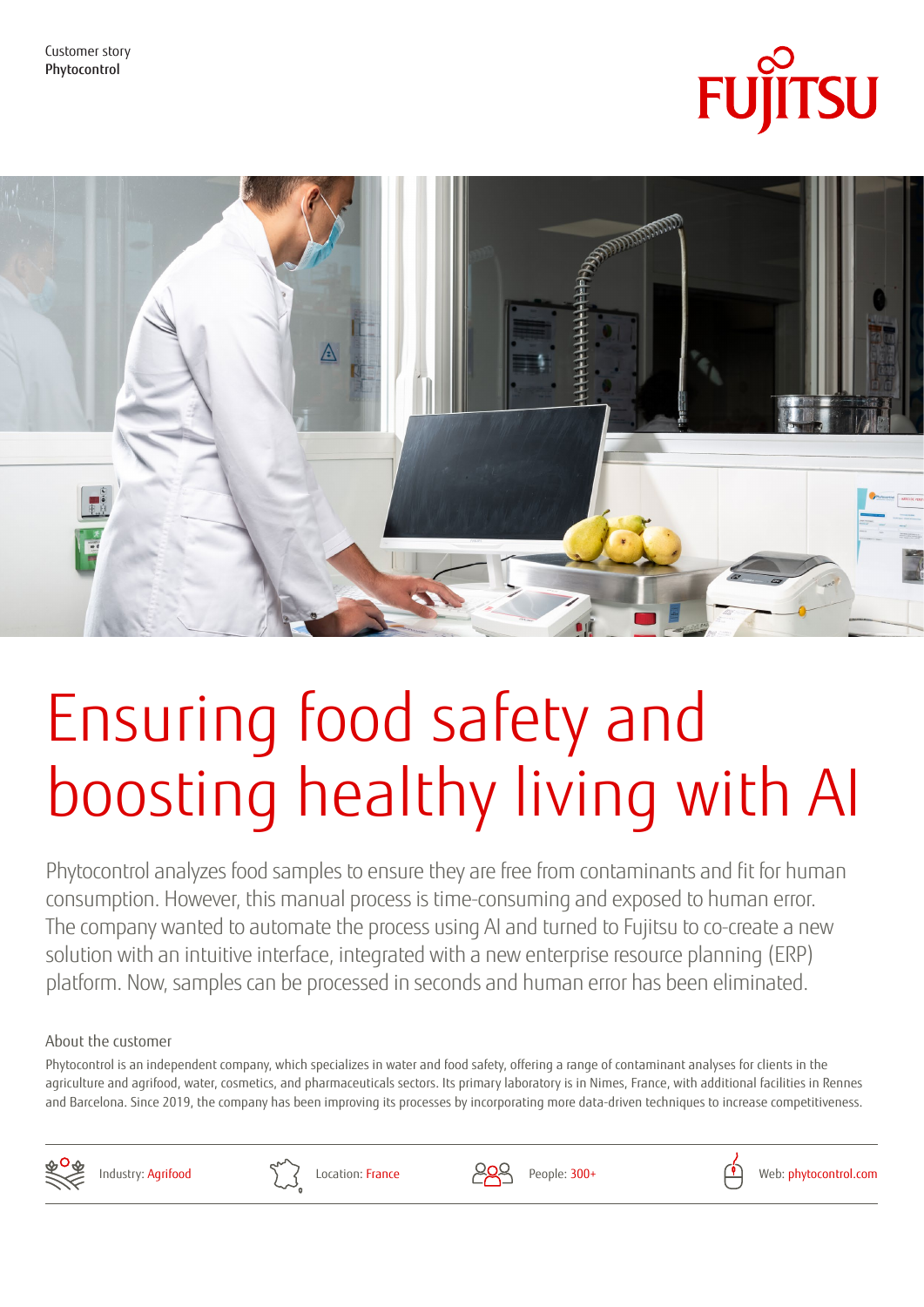Customer story
Phytocontrol

# Ensuring food safety and boosting healthy living with AI

Phytocontrol analyzes food samples to ensure they are free from contaminants and fit for human consumption. However, this manual process is time-consuming and exposed to human error. The company wanted to automate the process using AI and turned to Fujitsu to co-create a new solution with an intuitive interface, integrated with a new enterprise resource planning (ERP) platform. Now, samples can be processed in seconds and human error has been eliminated.

## About the customer

Phytocontrol is an independent company, which specializes in water and food safety, offering a range of contaminant analyses for clients in the agriculture and agrifood, water, cosmetics, and pharmaceuticals sectors. Its primary laboratory is in Nimes, France, with additional facilities in Rennes and Barcelona. Since 2019, the company has been improving its processes by incorporating more data-driven techniques to increase competitiveness.

Industry: Agrifood

Location: France

People: 300+

Web: phytocontrol.com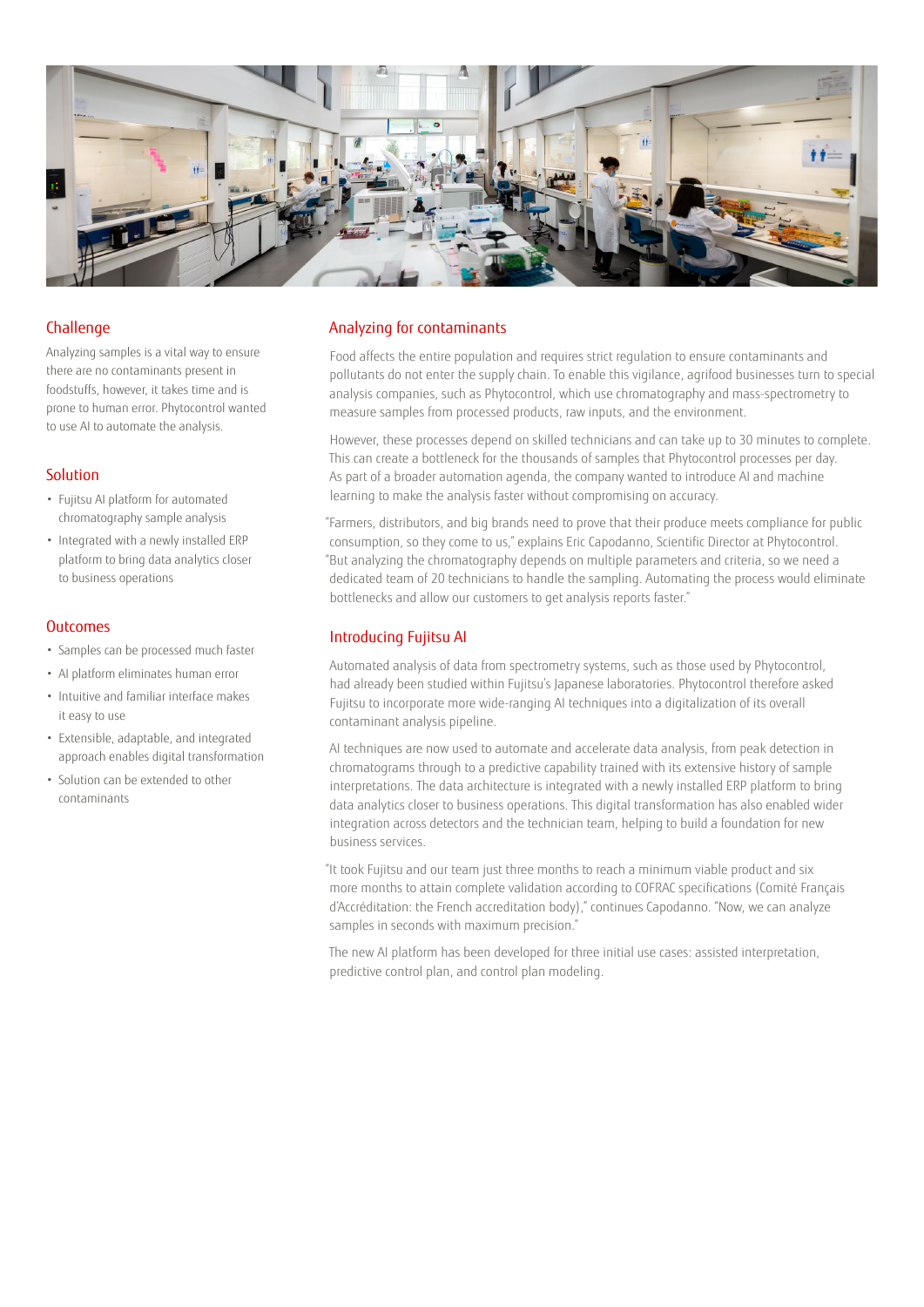## Challenge

Analyzing samples is a vital way to ensure there are no contaminants present in foodstuffs, however, it takes time and is prone to human error. Phytocontrol wanted to use AI to automate the analysis.

## Solution

- Fujitsu AI platform for automated chromatography sample analysis
- Integrated with a newly installed ERP platform to bring data analytics closer to business operations

## Outcomes

- Samples can be processed much faster
- AI platform eliminates human error
- Intuitive and familiar interface makes it easy to use
- Extensible, adaptable, and integrated approach enables digital transformation
- Solution can be extended to other contaminants

## Analyzing for contaminants

Food affects the entire population and requires strict regulation to ensure contaminants and pollutants do not enter the supply chain. To enable this vigilance, agrifood businesses turn to special analysis companies, such as Phytocontrol, which use chromatography and mass-spectrometry to measure samples from processed products, raw inputs, and the environment.

However, these processes depend on skilled technicians and can take up to 30 minutes to complete. This can create a bottleneck for the thousands of samples that Phytocontrol processes per day. As part of a broader automation agenda, the company wanted to introduce AI and machine learning to make the analysis faster without compromising on accuracy.

"Farmers, distributors, and big brands need to prove that their produce meets compliance for public consumption, so they come to us," explains Eric Capodanno, Scientific Director at Phytocontrol. "But analyzing the chromatography depends on multiple parameters and criteria, so we need a dedicated team of 20 technicians to handle the sampling. Automating the process would eliminate bottlenecks and allow our customers to get analysis reports faster."

## Introducing Fujitsu AI

Automated analysis of data from spectrometry systems, such as those used by Phytocontrol, had already been studied within Fujitsu's Japanese laboratories. Phytocontrol therefore asked Fujitsu to incorporate more wide-ranging AI techniques into a digitalization of its overall contaminant analysis pipeline.

AI techniques are now used to automate and accelerate data analysis, from peak detection in chromatograms through to a predictive capability trained with its extensive history of sample interpretations. The data architecture is integrated with a newly installed ERP platform to bring data analytics closer to business operations. This digital transformation has also enabled wider integration across detectors and the technician team, helping to build a foundation for new business services.

"It took Fujitsu and our team just three months to reach a minimum viable product and six more months to attain complete validation according to COFRAC specifications (Comité Français d'Accréditation: the French accreditation body)," continues Capodanno. "Now, we can analyze samples in seconds with maximum precision."

The new AI platform has been developed for three initial use cases: assisted interpretation, predictive control plan, and control plan modeling.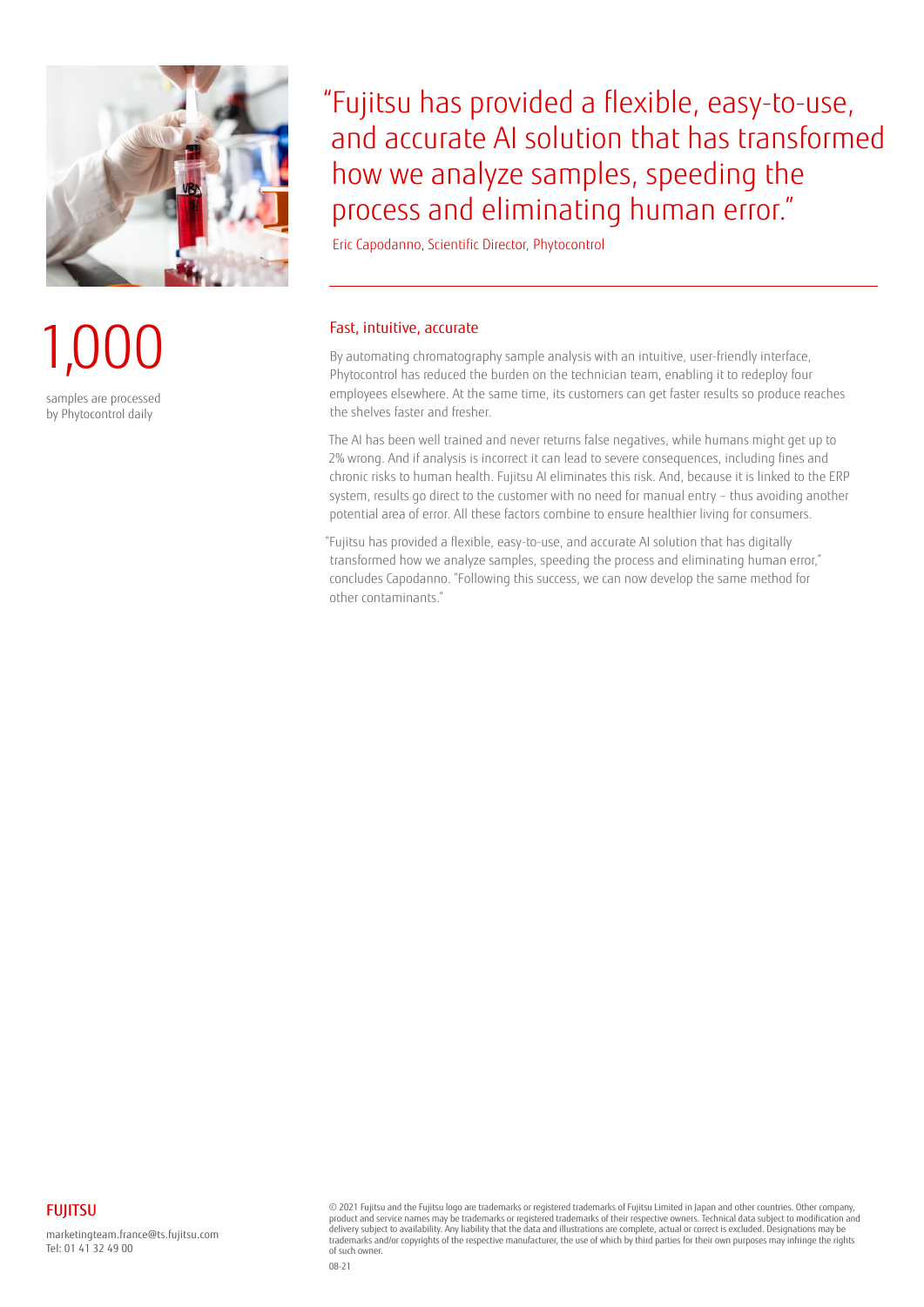"Fujitsu has provided a flexible, easy-to-use, and accurate AI solution that has transformed how we analyze samples, speeding the process and eliminating human error."

Eric Capodanno, Scientific Director, Phytocontrol

1,000

samples are processed by Phytocontrol daily

## Fast, intuitive, accurate

By automating chromatography sample analysis with an intuitive, user-friendly interface, Phytocontrol has reduced the burden on the technician team, enabling it to redeploy four employees elsewhere. At the same time, its customers can get faster results so produce reaches the shelves faster and fresher.

The AI has been well trained and never returns false negatives, while humans might get up to 2% wrong. And if analysis is incorrect it can lead to severe consequences, including fines and chronic risks to human health. Fujitsu AI eliminates this risk. And, because it is linked to the ERP system, results go direct to the customer with no need for manual entry – thus avoiding another potential area of error. All these factors combine to ensure healthier living for consumers.

"Fujitsu has provided a flexible, easy-to-use, and accurate AI solution that has digitally transformed how we analyze samples, speeding the process and eliminating human error," concludes Capodanno. "Following this success, we can now develop the same method for other contaminants."

**FUJITSU**

marketingteam.france@ts.fujitsu.com
Tel: 01 41 32 49 00

© 2021 Fujitsu and the Fujitsu logo are trademarks or registered trademarks of Fujitsu Limited in Japan and other countries. Other company, product and service names may be trademarks or registered trademarks of their respective owners. Technical data subject to modification and delivery subject to availability. Any liability that the data and illustrations are complete, actual or correct is excluded. Designations may be trademarks and/or copyrights of the respective manufacturer, the use of which by third parties for their own purposes may infringe the rights of such owner.

08-21